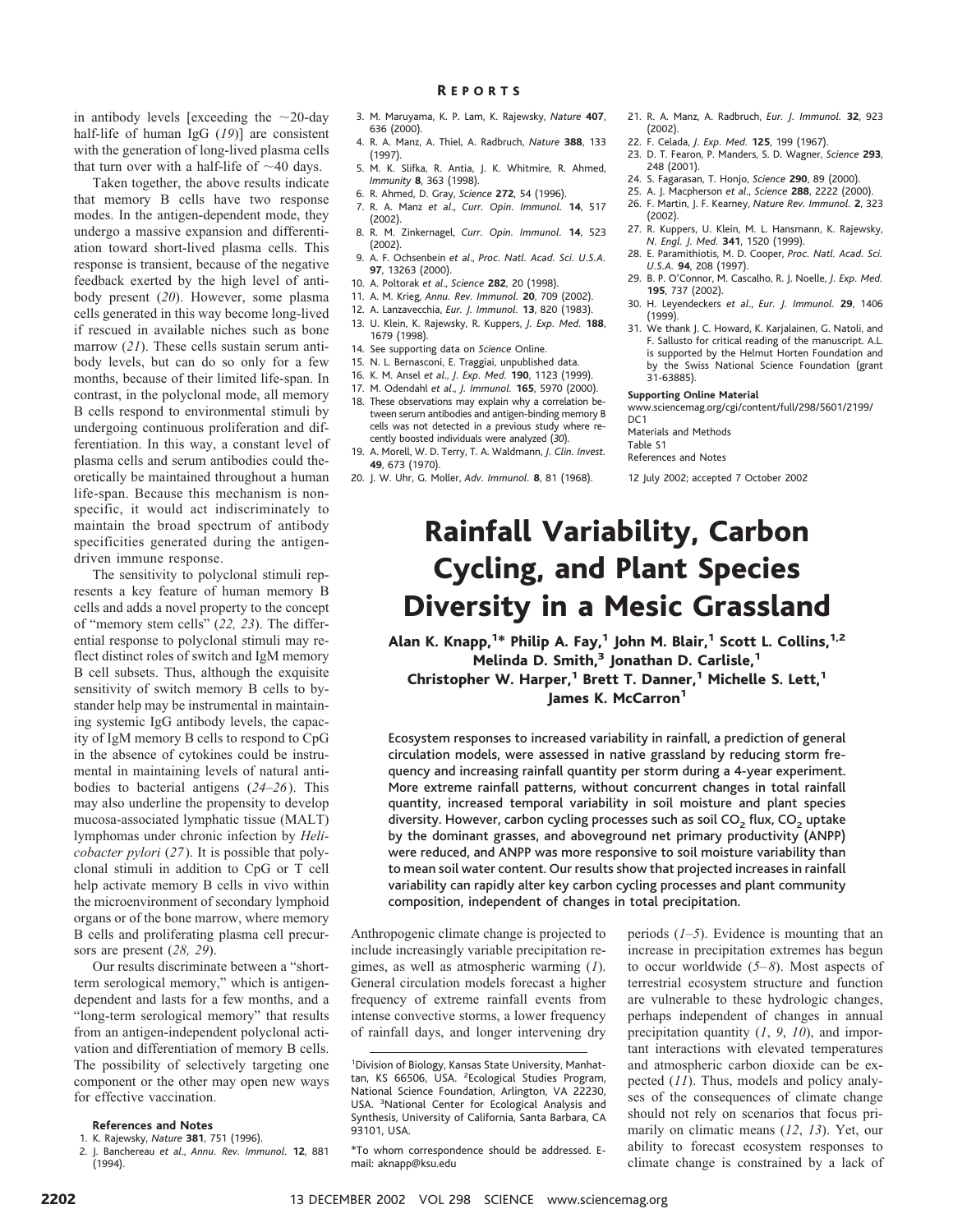in antibody levels [exceeding the ~20-day half-life of human IgG (*19*)] are consistent with the generation of long-lived plasma cells that turn over with a half-life of ~40 days.

Taken together, the above results indicate that memory B cells have two response modes. In the antigen-dependent mode, they undergo a massive expansion and differentiation toward short-lived plasma cells. This response is transient, because of the negative feedback exerted by the high level of antibody present (*20*). However, some plasma cells generated in this way become long-lived if rescued in available niches such as bone marrow (*21*). These cells sustain serum antibody levels, but can do so only for a few months, because of their limited life-span. In contrast, in the polyclonal mode, all memory B cells respond to environmental stimuli by undergoing continuous proliferation and differentiation. In this way, a constant level of plasma cells and serum antibodies could theoretically be maintained throughout a human life-span. Because this mechanism is nonspecific, it would act indiscriminately to maintain the broad spectrum of antibody specificities generated during the antigen-driven immune response.

The sensitivity to polyclonal stimuli represents a key feature of human memory B cells and adds a novel property to the concept of "memory stem cells" (*22, 23*). The differential response to polyclonal stimuli may reflect distinct roles of switch and IgM memory B cell subsets. Thus, although the exquisite sensitivity of switch memory B cells to bystander help may be instrumental in maintaining systemic IgG antibody levels, the capacity of IgM memory B cells to respond to CpG in the absence of cytokines could be instrumental in maintaining levels of natural antibodies to bacterial antigens (*24–26*). This may also underline the propensity to develop mucosa-associated lymphatic tissue (MALT) lymphomas under chronic infection by *Helicobacter pylori* (*27*). It is possible that polyclonal stimuli in addition to CpG or T cell help activate memory B cells in vivo within the microenvironment of secondary lymphoid organs or of the bone marrow, where memory B cells and proliferating plasma cell precursors are present (*28, 29*).

Our results discriminate between a "short-term serological memory," which is antigen-dependent and lasts for a few months, and a "long-term serological memory" that results from an antigen-independent polyclonal activation and differentiation of memory B cells. The possibility of selectively targeting one component or the other may open new ways for effective vaccination.

**References and Notes**

1. K. Rajewsky, *Nature* **381**, 751 (1996).
2. J. Banchereau *et al.*, *Annu. Rev. Immunol.* **12**, 881 (1994).
3. M. Maruyama, K. P. Lam, K. Rajewsky, *Nature* **407**, 636 (2000).
4. R. A. Manz, A. Thiel, A. Radbruch, *Nature* **388**, 133 (1997).
5. M. K. Slifka, R. Antia, J. K. Whitmire, R. Ahmed, *Immunity* **8**, 363 (1998).
6. R. Ahmed, D. Gray, *Science* **272**, 54 (1996).
7. R. A. Manz *et al.*, *Curr. Opin. Immunol.* **14**, 517 (2002).
8. R. M. Zinkernagel, *Curr. Opin. Immunol.* **14**, 523 (2002).
9. A. F. Ochsenbein *et al.*, *Proc. Natl. Acad. Sci. U.S.A.* **97**, 13263 (2000).
10. A. Poltorak *et al.*, *Science* **282**, 20 (1998).
11. A. M. Krieg, *Annu. Rev. Immunol.* **20**, 709 (2002).
12. A. Lanzavecchia, *Eur. J. Immunol.* **13**, 820 (1983).
13. U. Klein, K. Rajewsky, R. Kuppers, *J. Exp. Med.* **188**, 1679 (1998).
14. See supporting data on *Science* Online.
15. N. L. Bernasconi, E. Traggiai, unpublished data.
16. K. M. Ansel *et al.*, *J. Exp. Med.* **190**, 1123 (1999).
17. M. Odendahl *et al.*, *J. Immunol.* **165**, 5970 (2000).
18. These observations may explain why a correlation between serum antibodies and antigen-binding memory B cells was not detected in a previous study where recently boosted individuals were analyzed (*30*).
19. A. Morell, W. D. Terry, T. A. Waldmann, *J. Clin. Invest.* **49**, 673 (1970).
20. J. W. Uhr, G. Moller, *Adv. Immunol.* **8**, 81 (1968).
21. R. A. Manz, A. Radbruch, *Eur. J. Immunol.* **32**, 923 (2002).
22. F. Celada, *J. Exp. Med.* **125**, 199 (1967).
23. D. T. Fearon, P. Manders, S. D. Wagner, *Science* **293**, 248 (2001).
24. S. Fagarasan, T. Honjo, *Science* **290**, 89 (2000).
25. A. J. Macpherson *et al.*, *Science* **288**, 2222 (2000).
26. F. Martin, J. F. Kearney, *Nature Rev. Immunol.* **2**, 323 (2002).
27. R. Kuppers, U. Klein, M. L. Hansmann, K. Rajewsky, *N. Engl. J. Med.* **341**, 1520 (1999).
28. E. Paramithiotis, M. D. Cooper, *Proc. Natl. Acad. Sci. U.S.A.* **94**, 208 (1997).
29. B. P. O'Connor, M. Cascalho, R. J. Noelle, *J. Exp. Med.* **195**, 737 (2002).
30. H. Leyendeckers *et al.*, *Eur. J. Immunol.* **29**, 1406 (1999).
31. We thank J. C. Howard, K. Karjalainen, G. Natoli, and F. Sallusto for critical reading of the manuscript. A.L. is supported by the Helmut Horten Foundation and by the Swiss National Science Foundation (grant 31-63885).

**Supporting Online Material**
www.sciencemag.org/cgi/content/full/298/5601/2199/DC1
Materials and Methods
Table S1
References and Notes

12 July 2002; accepted 7 October 2002

# Rainfall Variability, Carbon Cycling, and Plant Species Diversity in a Mesic Grassland

**Alan K. Knapp,[1*] Philip A. Fay,[1] John M. Blair,[1] Scott L. Collins,[1,2] Melinda D. Smith,[3] Jonathan D. Carlisle,[1] Christopher W. Harper,[1] Brett T. Danner,[1] Michelle S. Lett,[1] James K. McCarron[1]**

Ecosystem responses to increased variability in rainfall, a prediction of general circulation models, were assessed in native grassland by reducing storm frequency and increasing rainfall quantity per storm during a 4-year experiment. More extreme rainfall patterns, without concurrent changes in total rainfall quantity, increased temporal variability in soil moisture and plant species diversity. However, carbon cycling processes such as soil $CO_2$ flux, $CO_2$ uptake by the dominant grasses, and aboveground net primary productivity (ANPP) were reduced, and ANPP was more responsive to soil moisture variability than to mean soil water content. Our results show that projected increases in rainfall variability can rapidly alter key carbon cycling processes and plant community composition, independent of changes in total precipitation.

Anthropogenic climate change is projected to include increasingly variable precipitation regimes, as well as atmospheric warming (*1*). General circulation models forecast a higher frequency of extreme rainfall events from intense convective storms, a lower frequency of rainfall days, and longer intervening dry periods (*1–5*). Evidence is mounting that an increase in precipitation extremes has begun to occur worldwide (*5–8*). Most aspects of terrestrial ecosystem structure and function are vulnerable to these hydrologic changes, perhaps independent of changes in annual precipitation quantity (*1*, *9*, *10*), and important interactions with elevated temperatures and atmospheric carbon dioxide can be expected (*11*). Thus, models and policy analyses of the consequences of climate change should not rely on scenarios that focus primarily on climatic means (*12*, *13*). Yet, our ability to forecast ecosystem responses to climate change is constrained by a lack of

[1]Division of Biology, Kansas State University, Manhattan, KS 66506, USA. [2]Ecological Studies Program, National Science Foundation, Arlington, VA 22230, USA. [3]National Center for Ecological Analysis and Synthesis, University of California, Santa Barbara, CA 93101, USA.

*To whom correspondence should be addressed. E-mail: aknapp@ksu.edu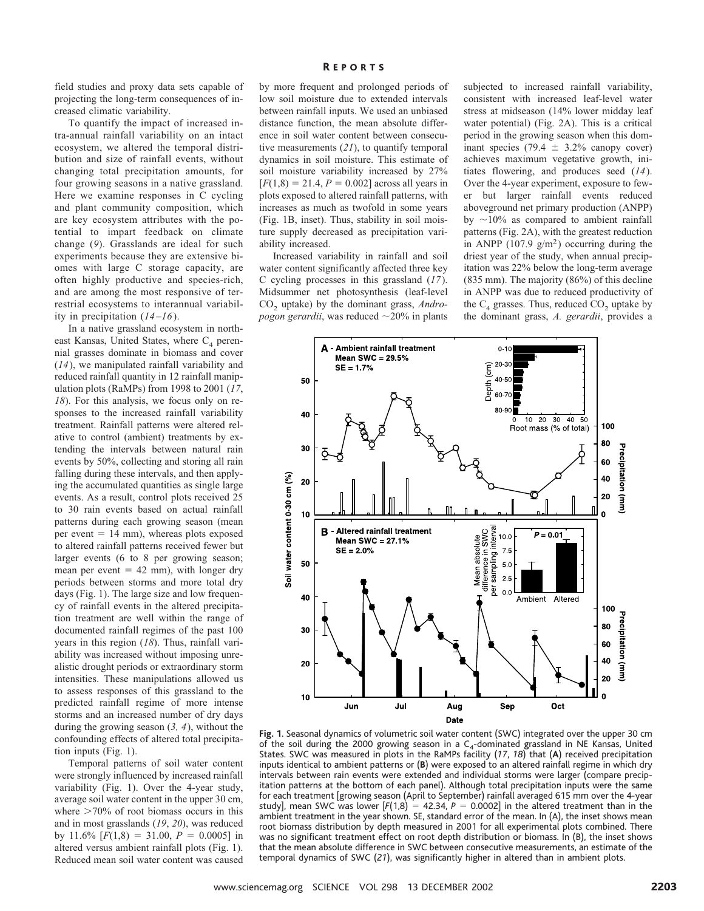field studies and proxy data sets capable of projecting the long-term consequences of increased climatic variability.

To quantify the impact of increased intra-annual rainfall variability on an intact ecosystem, we altered the temporal distribution and size of rainfall events, without changing total precipitation amounts, for four growing seasons in a native grassland. Here we examine responses in C cycling and plant community composition, which are key ecosystem attributes with the potential to impart feedback on climate change (9). Grasslands are ideal for such experiments because they are extensive biomes with large C storage capacity, are often highly productive and species-rich, and are among the most responsive of terrestrial ecosystems to interannual variability in precipitation (14–16).

In a native grassland ecosystem in northeast Kansas, United States, where $C_4$ perennial grasses dominate in biomass and cover (14), we manipulated rainfall variability and reduced rainfall quantity in 12 rainfall manipulation plots (RaMPs) from 1998 to 2001 (17, 18). For this analysis, we focus only on responses to the increased rainfall variability treatment. Rainfall patterns were altered relative to control (ambient) treatments by extending the intervals between natural rain events by 50%, collecting and storing all rain falling during these intervals, and then applying the accumulated quantities as single large events. As a result, control plots received 25 to 30 rain events based on actual rainfall patterns during each growing season (mean per event = 14 mm), whereas plots exposed to altered rainfall patterns received fewer but larger events (6 to 8 per growing season; mean per event = 42 mm), with longer dry periods between storms and more total dry days (Fig. 1). The large size and low frequency of rainfall events in the altered precipitation treatment are well within the range of documented rainfall regimes of the past 100 years in this region (18). Thus, rainfall variability was increased without imposing unrealistic drought periods or extraordinary storm intensities. These manipulations allowed us to assess responses of this grassland to the predicted rainfall regime of more intense storms and an increased number of dry days during the growing season (3, 4), without the confounding effects of altered total precipitation inputs (Fig. 1).

Temporal patterns of soil water content were strongly influenced by increased rainfall variability (Fig. 1). Over the 4-year study, average soil water content in the upper 30 cm, where >70% of root biomass occurs in this and in most grasslands (19, 20), was reduced by 11.6% [$F(1,8) = 31.00$, $P = 0.0005$] in altered versus ambient rainfall plots (Fig. 1). Reduced mean soil water content was caused by more frequent and prolonged periods of low soil moisture due to extended intervals between rainfall inputs. We used an unbiased distance function, the mean absolute difference in soil water content between consecutive measurements (21), to quantify temporal dynamics in soil moisture. This estimate of soil moisture variability increased by 27% [$F(1,8) = 21.4$, $P = 0.002$] across all years in plots exposed to altered rainfall patterns, with increases as much as twofold in some years (Fig. 1B, inset). Thus, stability in soil moisture supply decreased as precipitation variability increased.

Increased variability in rainfall and soil water content significantly affected three key C cycling processes in this grassland (17). Midsummer net photosynthesis (leaf-level $CO_2$ uptake) by the dominant grass, *Andropogon gerardii*, was reduced ~20% in plants subjected to increased rainfall variability, consistent with increased leaf-level water stress at midseason (14% lower midday leaf water potential) (Fig. 2A). This is a critical period in the growing season when this dominant species (79.4 ± 3.2% canopy cover) achieves maximum vegetative growth, initiates flowering, and produces seed (14). Over the 4-year experiment, exposure to fewer but larger rainfall events reduced aboveground net primary production (ANPP) by ~10% as compared to ambient rainfall patterns (Fig. 2A), with the greatest reduction in ANPP (107.9 g/m$^2$) occurring during the driest year of the study, when annual precipitation was 22% below the long-term average (835 mm). The majority (86%) of this decline in ANPP was due to reduced productivity of the $C_4$ grasses. Thus, reduced $CO_2$ uptake by the dominant grass, *A. gerardii*, provides a

**Fig. 1.** Seasonal dynamics of volumetric soil water content (SWC) integrated over the upper 30 cm of the soil during the 2000 growing season in a $C_4$-dominated grassland in NE Kansas, United States. SWC was measured in plots in the RaMPs facility (17, 18) that (**A**) received precipitation inputs identical to ambient patterns or (**B**) were exposed to an altered rainfall regime in which dry intervals between rain events were extended and individual storms were larger (compare precipitation patterns at the bottom of each panel). Although total precipitation inputs were the same for each treatment [growing season (April to September) rainfall averaged 615 mm over the 4-year study], mean SWC was lower [$F(1,8) = 42.34$, $P = 0.0002$] in the altered treatment than in the ambient treatment in the year shown. SE, standard error of the mean. In (A), the inset shows mean root biomass distribution by depth measured in 2001 for all experimental plots combined. There was no significant treatment effect on root depth distribution or biomass. In (B), the inset shows that the mean absolute difference in SWC between consecutive measurements, an estimate of the temporal dynamics of SWC (21), was significantly higher in altered than in ambient plots.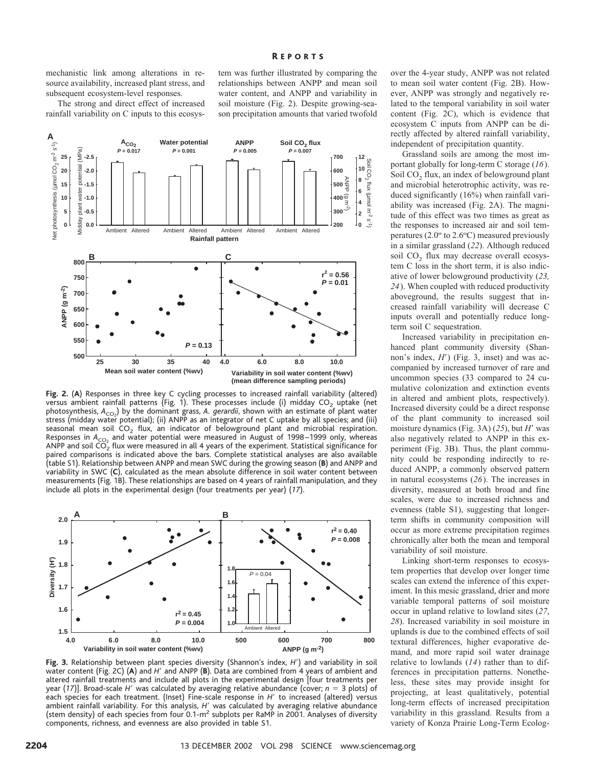mechanistic link among alterations in resource availability, increased plant stress, and subsequent ecosystem-level responses.

The strong and direct effect of increased rainfall variability on C inputs to this ecosystem was further illustrated by comparing the relationships between ANPP and mean soil water content, and ANPP and variability in soil moisture (Fig. 2). Despite growing-season precipitation amounts that varied twofold over the 4-year study, ANPP was not related to mean soil water content (Fig. 2B). However, ANPP was strongly and negatively related to the temporal variability in soil water content (Fig. 2C), which is evidence that ecosystem C inputs from ANPP can be directly affected by altered rainfall variability, independent of precipitation quantity.

**Fig. 2.** (**A**) Responses in three key C cycling processes to increased rainfall variability (altered) versus ambient rainfall patterns (Fig. 1). These processes include (i) midday $CO_2$ uptake (net photosynthesis, $A_{CO_2}$) by the dominant grass, *A. gerardii*, shown with an estimate of plant water stress (midday water potential); (ii) ANPP as an integrator of net C uptake by all species; and (iii) seasonal mean soil $CO_2$ flux, an indicator of belowground plant and microbial respiration. Responses in $A_{CO_2}$ and water potential were measured in August of 1998–1999 only, whereas ANPP and soil $CO_2$ flux were measured in all 4 years of the experiment. Statistical significance for paired comparisons is indicated above the bars. Complete statistical analyses are also available (table S1). Relationship between ANPP and mean SWC during the growing season (**B**) and ANPP and variability in SWC (**C**), calculated as the mean absolute difference in soil water content between measurements (Fig. 1B). These relationships are based on 4 years of rainfall manipulation, and they include all plots in the experimental design (four treatments per year) (*17*).

**Fig. 3.** Relationship between plant species diversity (Shannon's index, $H'$) and variability in soil water content (Fig. 2C) (**A**) and $H'$ and ANPP (**B**). Data are combined from 4 years of ambient and altered rainfall treatments and include all plots in the experimental design [four treatments per year (*17*)]. Broad-scale $H'$ was calculated by averaging relative abundance (cover; $n = 3$ plots) of each species for each treatment. (Inset) Fine-scale response in $H'$ to increased (altered) versus ambient rainfall variability. For this analysis, $H'$ was calculated by averaging relative abundance (stem density) of each species from four 0.1-$m^2$ subplots per RaMP in 2001. Analyses of diversity components, richness, and evenness are also provided in table S1.

Grassland soils are among the most important globally for long-term C storage (*16*). Soil $CO_2$ flux, an index of belowground plant and microbial heterotrophic activity, was reduced significantly (16%) when rainfall variability was increased (Fig. 2A). The magnitude of this effect was two times as great as the responses to increased air and soil temperatures (2.0° to 2.6°C) measured previously in a similar grassland (*22*). Although reduced soil $CO_2$ flux may decrease overall ecosystem C loss in the short term, it is also indicative of lower belowground productivity (*23, 24*). When coupled with reduced productivity aboveground, the results suggest that increased rainfall variability will decrease C inputs overall and potentially reduce long-term soil C sequestration.

Increased variability in precipitation enhanced plant community diversity (Shannon's index, $H'$) (Fig. 3, inset) and was accompanied by increased turnover of rare and uncommon species (33 compared to 24 cumulative colonization and extinction events in altered and ambient plots, respectively). Increased diversity could be a direct response of the plant community to increased soil moisture dynamics (Fig. 3A) (*25*), but $H'$ was also negatively related to ANPP in this experiment (Fig. 3B). Thus, the plant community could be responding indirectly to reduced ANPP, a commonly observed pattern in natural ecosystems (*26*). The increases in diversity, measured at both broad and fine scales, were due to increased richness and evenness (table S1), suggesting that longer-term shifts in community composition will occur as more extreme precipitation regimes chronically alter both the mean and temporal variability of soil moisture.

Linking short-term responses to ecosystem properties that develop over longer time scales can extend the inference of this experiment. In this mesic grassland, drier and more variable temporal patterns of soil moisture occur in upland relative to lowland sites (*27*, *28*). Increased variability in soil moisture in uplands is due to the combined effects of soil textural differences, higher evaporative demand, and more rapid soil water drainage relative to lowlands (*14*) rather than to differences in precipitation patterns. Nonetheless, these sites may provide insight for projecting, at least qualitatively, potential long-term effects of increased precipitation variability in this grassland. Results from a variety of Konza Prairie Long-Term Ecolog-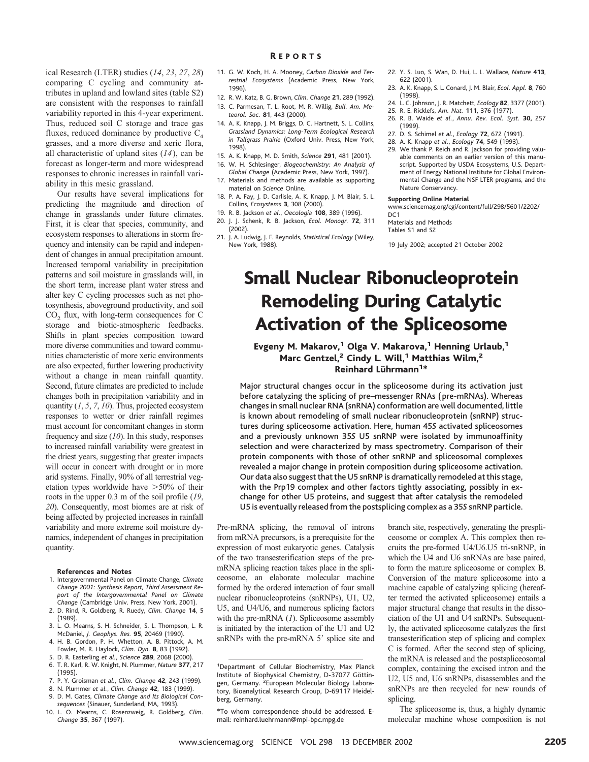ical Research (LTER) studies (*14*, *23*, *27*, *28*) comparing C cycling and community attributes in upland and lowland sites (table S2) are consistent with the responses to rainfall variability reported in this 4-year experiment. Thus, reduced soil C storage and trace gas fluxes, reduced dominance by productive $C_4$ grasses, and a more diverse and xeric flora, all characteristic of upland sites (*14*), can be forecast as longer-term and more widespread responses to chronic increases in rainfall variability in this mesic grassland.

Our results have several implications for predicting the magnitude and direction of change in grasslands under future climates. First, it is clear that species, community, and ecosystem responses to alterations in storm frequency and intensity can be rapid and independent of changes in annual precipitation amount. Increased temporal variability in precipitation patterns and soil moisture in grasslands will, in the short term, increase plant water stress and alter key C cycling processes such as net photosynthesis, aboveground productivity, and soil $CO_2$ flux, with long-term consequences for C storage and biotic-atmospheric feedbacks. Shifts in plant species composition toward more diverse communities and toward communities characteristic of more xeric environments are also expected, further lowering productivity without a change in mean rainfall quantity. Second, future climates are predicted to include changes both in precipitation variability and in quantity (*1*, *5*, *7*, *10*). Thus, projected ecosystem responses to wetter or drier rainfall regimes must account for concomitant changes in storm frequency and size (*10*). In this study, responses to increased rainfall variability were greatest in the driest years, suggesting that greater impacts will occur in concert with drought or in more arid systems. Finally, 90% of all terrestrial vegetation types worldwide have >50% of their roots in the upper 0.3 m of the soil profile (*19*, *20*). Consequently, most biomes are at risk of being affected by projected increases in rainfall variability and more extreme soil moisture dynamics, independent of changes in precipitation quantity.

**References and Notes**

1. Intergovernmental Panel on Climate Change, *Climate Change 2001: Synthesis Report, Third Assessment Report of the Intergovernmental Panel on Climate Change* (Cambridge Univ. Press, New York, 2001).
2. D. Rind, R. Goldberg, R. Ruedy, *Clim. Change* **14**, 5 (1989).
3. L. O. Mearns, S. H. Schneider, S. L. Thompson, L. R. McDaniel, *J. Geophys. Res.* **95**, 20469 (1990).
4. H. B. Gordon, P. H. Whetton, A. B. Pittock, A. M. Fowler, M. R. Haylock, *Clim. Dyn.* **8**, 83 (1992).
5. D. R. Easterling *et al.*, *Science* **289**, 2068 (2000).
6. T. R. Karl, R. W. Knight, N. Plummer, *Nature* **377**, 217 (1995).
7. P. Y. Groisman *et al.*, *Clim. Change* **42**, 243 (1999).
8. N. Plummer *et al.*, *Clim. Change* **42**, 183 (1999).
9. D. M. Gates, *Climate Change and Its Biological Consequences* (Sinauer, Sunderland, MA, 1993).
10. L. O. Mearns, C. Rosenzweig, R. Goldberg, *Clim. Change* **35**, 367 (1997).
11. G. W. Koch, H. A. Mooney, *Carbon Dioxide and Terrestrial Ecosystems* (Academic Press, New York, 1996).
12. R. W. Katz, B. G. Brown, *Clim. Change* **21**, 289 (1992).
13. C. Parmesan, T. L. Root, M. R. Willig, *Bull. Am. Meteorol. Soc.* **81**, 443 (2000).
14. A. K. Knapp, J. M. Briggs, D. C. Hartnett, S. L. Collins, *Grassland Dynamics: Long-Term Ecological Research in Tallgrass Prairie* (Oxford Univ. Press, New York, 1998).
15. A. K. Knapp, M. D. Smith, *Science* **291**, 481 (2001).
16. W. H. Schlesinger, *Biogeochemistry: An Analysis of Global Change* (Academic Press, New York, 1997).
17. Materials and methods are available as supporting material on *Science* Online.
18. P. A. Fay, J. D. Carlisle, A. K. Knapp, J. M. Blair, S. L. Collins, *Ecosystems* **3**, 308 (2000).
19. R. B. Jackson *et al.*, *Oecologia* **108**, 389 (1996).
20. J. J. Schenk, R. B. Jackson, *Ecol. Monogr.* **72**, 311 (2002).
21. J. A. Ludwig, J. F. Reynolds, *Statistical Ecology* (Wiley, New York, 1988).
22. Y. S. Luo, S. Wan, D. Hui, L. L. Wallace, *Nature* **413**, 622 (2001).
23. A. K. Knapp, S. L. Conard, J. M. Blair, *Ecol. Appl.* **8**, 760 (1998).
24. L. C. Johnson, J. R. Matchett, *Ecology* **82**, 3377 (2001).
25. R. E. Ricklefs, *Am. Nat.* **111**, 376 (1977).
26. R. B. Waide *et al.*, *Annu. Rev. Ecol. Syst.* **30,** 257 (1999).
27. D. S. Schimel *et al.*, *Ecology* **72**, 672 (1991).
28. A. K. Knapp *et al.*, *Ecology* **74**, 549 (1993).
29. We thank P. Reich and R. Jackson for providing valuable comments on an earlier version of this manuscript. Supported by USDA Ecosystems, U.S. Department of Energy National Institute for Global Environmental Change and the NSF LTER programs, and the Nature Conservancy.

**Supporting Online Material**

www.sciencemag.org/cgi/content/full/298/5601/2202/DC1

Materials and Methods

Tables S1 and S2

19 July 2002; accepted 21 October 2002

# Small Nuclear Ribonucleoprotein Remodeling During Catalytic Activation of the Spliceosome

**Evgeny M. Makarov,[1] Olga V. Makarova,[1] Henning Urlaub,[1] Marc Gentzel,[2] Cindy L. Will,[1] Matthias Wilm,[2] Reinhard Lührmann[1]\***

**Major structural changes occur in the spliceosome during its activation just before catalyzing the splicing of pre–messenger RNAs (pre-mRNAs). Whereas changes in small nuclear RNA (snRNA) conformation are well documented, little is known about remodeling of small nuclear ribonucleoprotein (snRNP) structures during spliceosome activation. Here, human 45*S* activated spliceosomes and a previously unknown 35*S* U5 snRNP were isolated by immunoaffinity selection and were characterized by mass spectrometry. Comparison of their protein components with those of other snRNP and spliceosomal complexes revealed a major change in protein composition during spliceosome activation. Our data also suggest that the U5 snRNP is dramatically remodeled at this stage, with the Prp19 complex and other factors tightly associating, possibly in exchange for other U5 proteins, and suggest that after catalysis the remodeled U5 is eventually released from the postsplicing complex as a 35*S* snRNP particle.**

Pre-mRNA splicing, the removal of introns from mRNA precursors, is a prerequisite for the expression of most eukaryotic genes. Catalysis of the two transesterification steps of the pre-mRNA splicing reaction takes place in the spliceosome, an elaborate molecular machine formed by the ordered interaction of four small nuclear ribonucleoproteins (snRNPs), U1, U2, U5, and U4/U6, and numerous splicing factors with the pre-mRNA (*1*). Spliceosome assembly is initiated by the interaction of the U1 and U2 snRNPs with the pre-mRNA 5′ splice site and branch site, respectively, generating the prespliceosome or complex A. This complex then recruits the pre-formed U4/U6.U5 tri-snRNP, in which the U4 and U6 snRNAs are base paired, to form the mature spliceosome or complex B. Conversion of the mature spliceosome into a machine capable of catalyzing splicing (hereafter termed the activated spliceosome) entails a major structural change that results in the dissociation of the U1 and U4 snRNPs. Subsequently, the activated spliceosome catalyzes the first transesterification step of splicing and complex C is formed. After the second step of splicing, the mRNA is released and the postspliceosomal complex, containing the excised intron and the U2, U5 and, U6 snRNPs, disassembles and the snRNPs are then recycled for new rounds of splicing.

The spliceosome is, thus, a highly dynamic molecular machine whose composition is not

[1]Department of Cellular Biochemistry, Max Planck Institute of Biophysical Chemistry, D-37077 Göttingen, Germany. [2]European Molecular Biology Laboratory, Bioanalytical Research Group, D-69117 Heidelberg, Germany.

\*To whom correspondence should be addressed. E-mail: reinhard.luehrmann@mpi-bpc.mpg.de